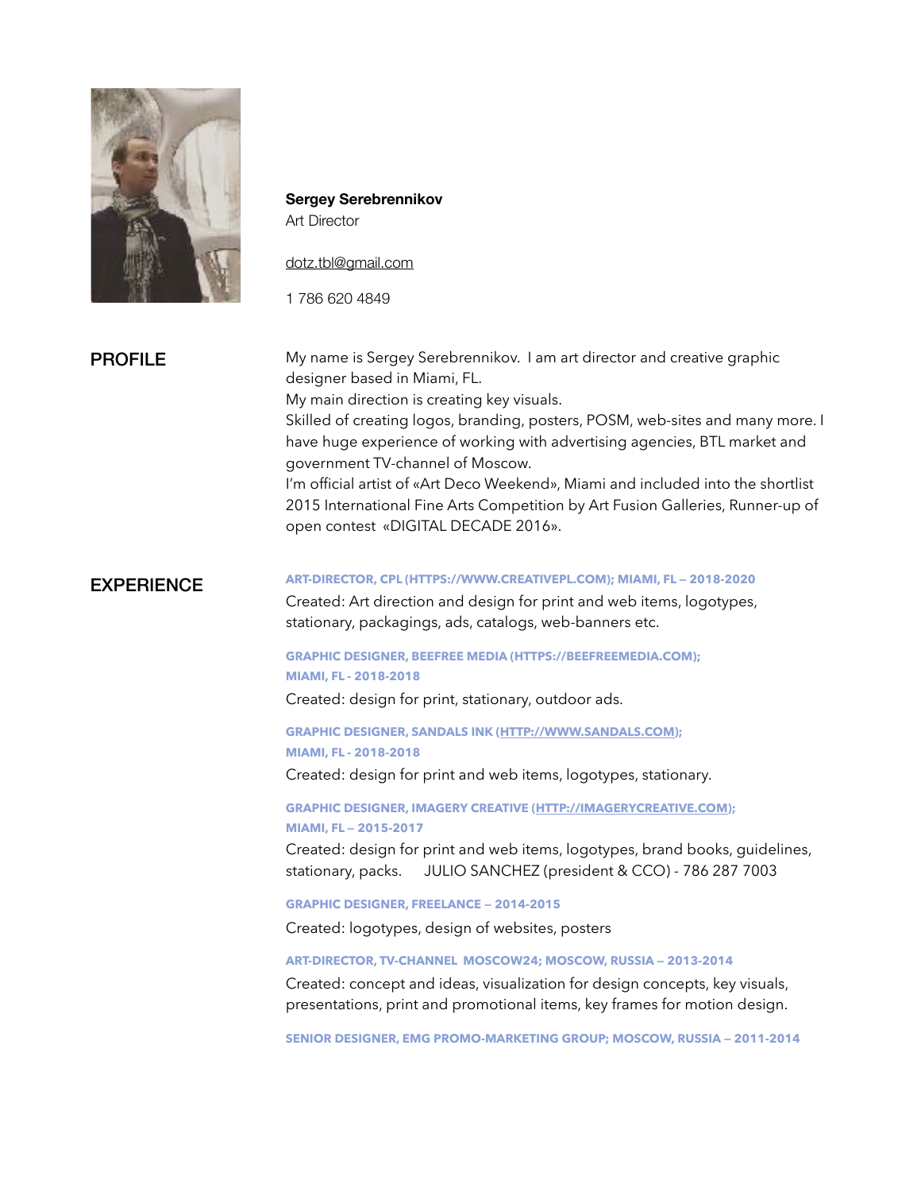**Sergey Serebrennikov**
Art Director

dotz.tbl@gmail.com

1 786 620 4849

## PROFILE

My name is Sergey Serebrennikov. I am art director and creative graphic designer based in Miami, FL.
My main direction is creating key visuals.
Skilled of creating logos, branding, posters, POSM, web-sites and many more. I have huge experience of working with advertising agencies, BTL market and government TV-channel of Moscow.
I'm official artist of «Art Deco Weekend», Miami and included into the shortlist 2015 International Fine Arts Competition by Art Fusion Galleries, Runner-up of open contest «DIGITAL DECADE 2016».

## EXPERIENCE

**ART-DIRECTOR, CPL (HTTPS://WWW.CREATIVEPL.COM); MIAMI, FL – 2018-2020**

Created: Art direction and design for print and web items, logotypes, stationary, packagings, ads, catalogs, web-banners etc.

**GRAPHIC DESIGNER, BEEFREE MEDIA (HTTPS://BEEFREEMEDIA.COM); MIAMI, FL - 2018-2018**

Created: design for print, stationary, outdoor ads.

**GRAPHIC DESIGNER, SANDALS INK (HTTP://WWW.SANDALS.COM); MIAMI, FL - 2018-2018**

Created: design for print and web items, logotypes, stationary.

**GRAPHIC DESIGNER, IMAGERY CREATIVE (HTTP://IMAGERYCREATIVE.COM); MIAMI, FL – 2015-2017**

Created: design for print and web items, logotypes, brand books, guidelines, stationary, packs. JULIO SANCHEZ (president & CCO) - 786 287 7003

**GRAPHIC DESIGNER, FREELANCE – 2014-2015**

Created: logotypes, design of websites, posters

**ART-DIRECTOR, TV-CHANNEL MOSCOW24; MOSCOW, RUSSIA – 2013-2014**

Created: concept and ideas, visualization for design concepts, key visuals, presentations, print and promotional items, key frames for motion design.

**SENIOR DESIGNER, EMG PROMO-MARKETING GROUP; MOSCOW, RUSSIA – 2011-2014**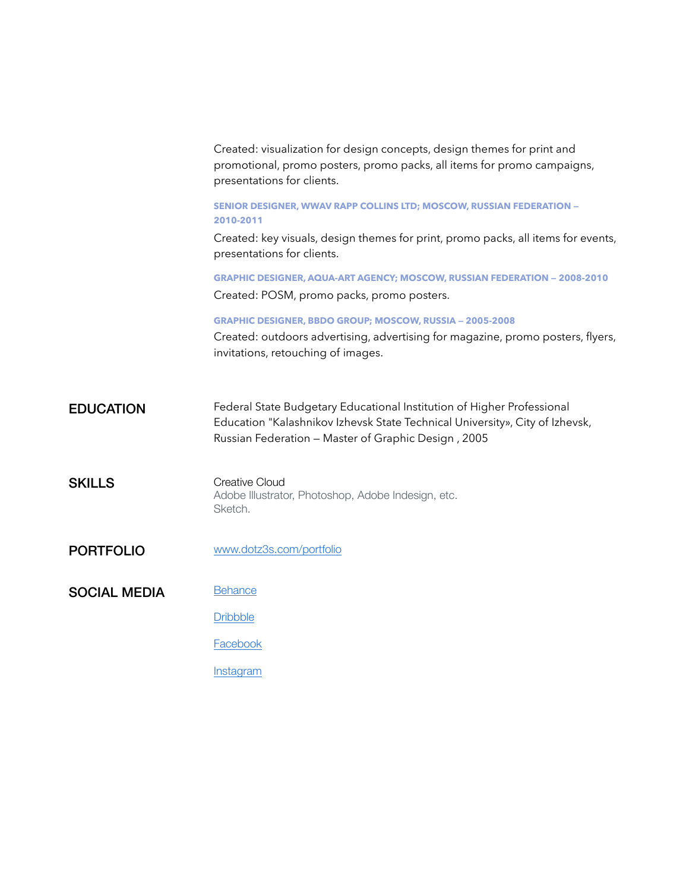Created: visualization for design concepts, design themes for print and promotional, promo posters, promo packs, all items for promo campaigns, presentations for clients.

**SENIOR DESIGNER, WWAV RAPP COLLINS LTD; MOSCOW, RUSSIAN FEDERATION – 2010-2011**

Created: key visuals, design themes for print, promo packs, all items for events, presentations for clients.

**GRAPHIC DESIGNER, AQUA-ART AGENCY; MOSCOW, RUSSIAN FEDERATION – 2008-2010**

Created: POSM, promo packs, promo posters.

**GRAPHIC DESIGNER, BBDO GROUP; MOSCOW, RUSSIA – 2005-2008**

Created: outdoors advertising, advertising for magazine, promo posters, flyers, invitations, retouching of images.

## EDUCATION

Federal State Budgetary Educational Institution of Higher Professional Education "Kalashnikov Izhevsk State Technical University», City of Izhevsk, Russian Federation – Master of Graphic Design , 2005

## SKILLS

Creative Cloud
Adobe Illustrator, Photoshop, Adobe Indesign, etc.
Sketch.

## PORTFOLIO

www.dotz3s.com/portfolio

## SOCIAL MEDIA

Behance

Dribbble

Facebook

Instagram